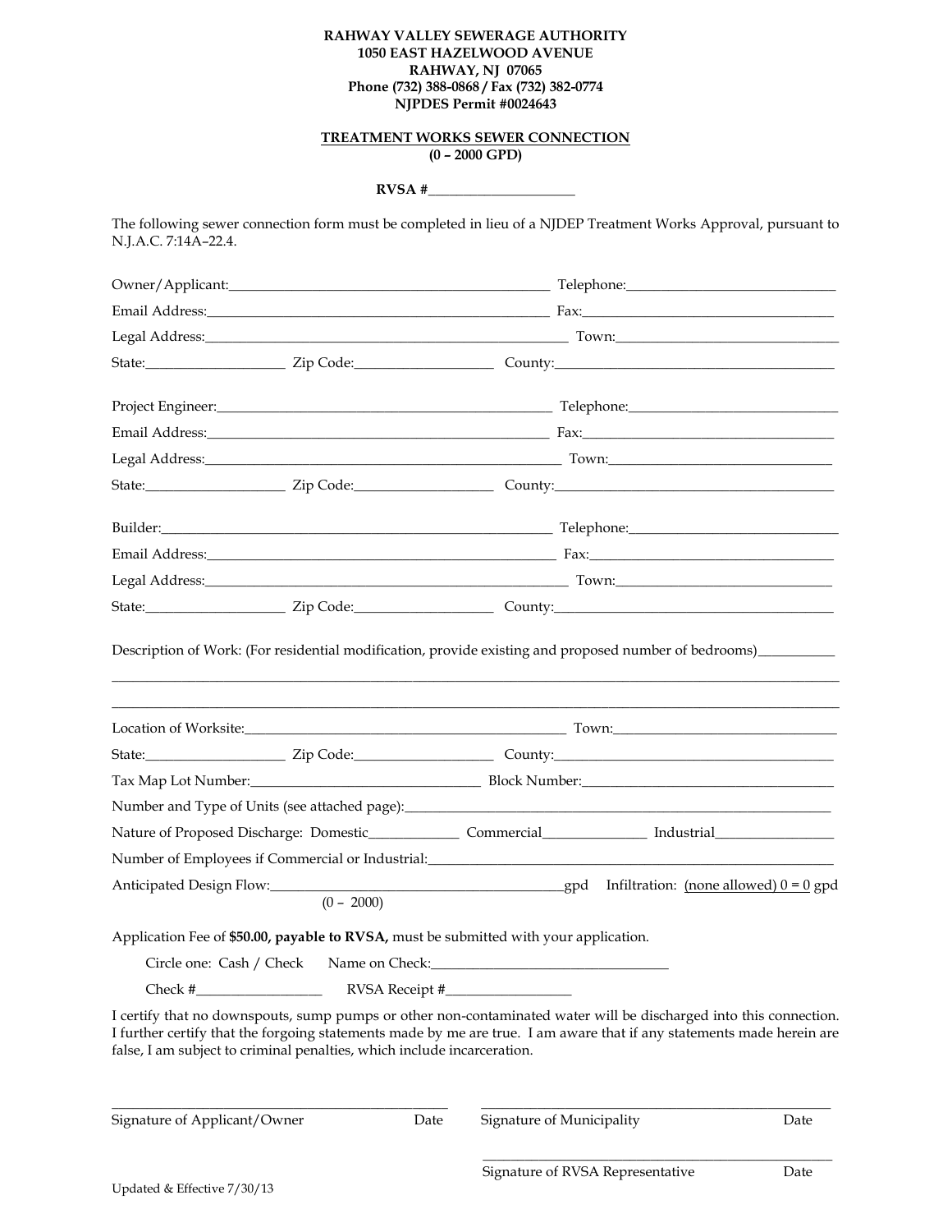**RAHWAY VALLEY SEWERAGE AUTHORITY**
**1050 EAST HAZELWOOD AVENUE**
**RAHWAY, NJ 07065**
**Phone (732) 388-0868 / Fax (732) 382-0774**
**NJPDES Permit #0024643**

## TREATMENT WORKS SEWER CONNECTION
**(0 – 2000 GPD)**

**RVSA #**____________________

The following sewer connection form must be completed in lieu of a NJDEP Treatment Works Approval, pursuant to N.J.A.C. 7:14A–22.4.

Owner/Applicant:_____________________________________________ Telephone:____________________________

Email Address:_______________________________________________ Fax:__________________________________

Legal Address:_______________________________________________ Town:_________________________________

State:__________________ Zip Code:__________________ County:_______________________________________

Project Engineer:____________________________________________ Telephone:____________________________

Email Address:_______________________________________________ Fax:__________________________________

Legal Address:_______________________________________________ Town:_________________________________

State:__________________ Zip Code:__________________ County:_______________________________________

Builder:____________________________________________________ Telephone:____________________________

Email Address:_______________________________________________ Fax:__________________________________

Legal Address:_______________________________________________ Town:_________________________________

State:__________________ Zip Code:__________________ County:_______________________________________

Description of Work: (For residential modification, provide existing and proposed number of bedrooms)__________

______________________________________________________________________________________________

______________________________________________________________________________________________

Location of Worksite:________________________________________ Town:_________________________________

State:__________________ Zip Code:__________________ County:_______________________________________

Tax Map Lot Number:________________________________ Block Number:___________________________________

Number and Type of Units (see attached page):_____________________________________________________

Nature of Proposed Discharge: Domestic____________ Commercial______________ Industrial________________

Number of Employees if Commercial or Industrial:___________________________________________________

Anticipated Design Flow:_________________________________________gpd Infiltration: (none allowed) 0 = 0 gpd
(0 – 2000)

Application Fee of **$50.00, payable to RVSA,** must be submitted with your application.

Circle one: Cash / Check Name on Check:________________________________

Check #_________________ RVSA Receipt #_________________

I certify that no downspouts, sump pumps or other non-contaminated water will be discharged into this connection. I further certify that the forgoing statements made by me are true. I am aware that if any statements made herein are false, I am subject to criminal penalties, which include incarceration.

_______________________________________________ _______________________________________________
Signature of Applicant/Owner Date Signature of Municipality Date

_______________________________________________
Signature of RVSA Representative Date

Updated & Effective 7/30/13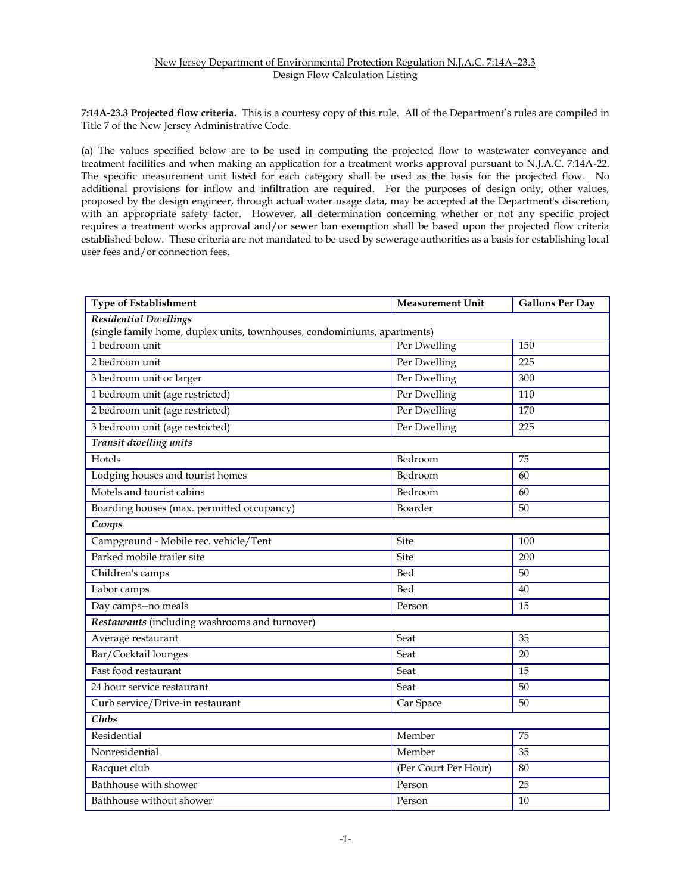New Jersey Department of Environmental Protection Regulation N.J.A.C. 7:14A–23.3
Design Flow Calculation Listing

**7:14A-23.3 Projected flow criteria.** This is a courtesy copy of this rule. All of the Department's rules are compiled in Title 7 of the New Jersey Administrative Code.

(a) The values specified below are to be used in computing the projected flow to wastewater conveyance and treatment facilities and when making an application for a treatment works approval pursuant to N.J.A.C. 7:14A-22. The specific measurement unit listed for each category shall be used as the basis for the projected flow. No additional provisions for inflow and infiltration are required. For the purposes of design only, other values, proposed by the design engineer, through actual water usage data, may be accepted at the Department's discretion, with an appropriate safety factor. However, all determination concerning whether or not any specific project requires a treatment works approval and/or sewer ban exemption shall be based upon the projected flow criteria established below. These criteria are not mandated to be used by sewerage authorities as a basis for establishing local user fees and/or connection fees.

| Type of Establishment | Measurement Unit | Gallons Per Day |
|---|---|---|
| *Residential Dwellings* (single family home, duplex units, townhouses, condominiums, apartments) | | |
| 1 bedroom unit | Per Dwelling | 150 |
| 2 bedroom unit | Per Dwelling | 225 |
| 3 bedroom unit or larger | Per Dwelling | 300 |
| 1 bedroom unit (age restricted) | Per Dwelling | 110 |
| 2 bedroom unit (age restricted) | Per Dwelling | 170 |
| 3 bedroom unit (age restricted) | Per Dwelling | 225 |
| ***Transit dwelling units*** | | |
| Hotels | Bedroom | 75 |
| Lodging houses and tourist homes | Bedroom | 60 |
| Motels and tourist cabins | Bedroom | 60 |
| Boarding houses (max. permitted occupancy) | Boarder | 50 |
| ***Camps*** | | |
| Campground - Mobile rec. vehicle/Tent | Site | 100 |
| Parked mobile trailer site | Site | 200 |
| Children's camps | Bed | 50 |
| Labor camps | Bed | 40 |
| Day camps--no meals | Person | 15 |
| ***Restaurants*** (including washrooms and turnover) | | |
| Average restaurant | Seat | 35 |
| Bar/Cocktail lounges | Seat | 20 |
| Fast food restaurant | Seat | 15 |
| 24 hour service restaurant | Seat | 50 |
| Curb service/Drive-in restaurant | Car Space | 50 |
| ***Clubs*** | | |
| Residential | Member | 75 |
| Nonresidential | Member | 35 |
| Racquet club | (Per Court Per Hour) | 80 |
| Bathhouse with shower | Person | 25 |
| Bathhouse without shower | Person | 10 |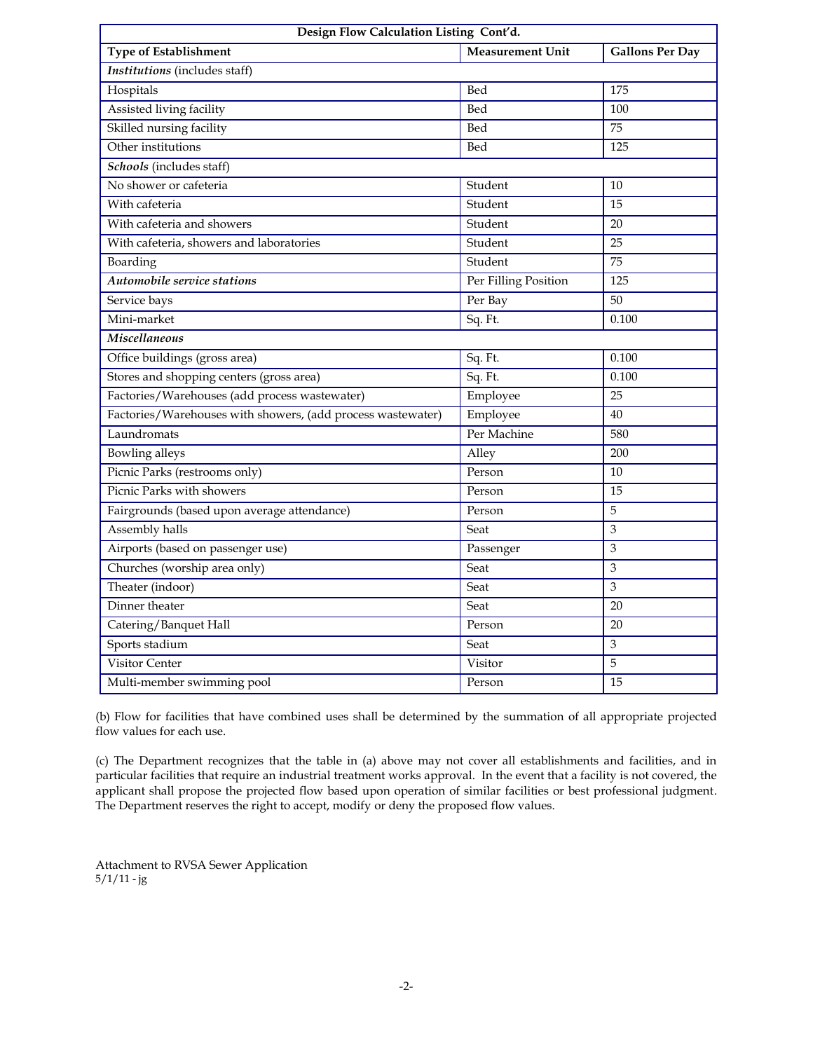| Design Flow Calculation Listing Cont'd. | | |
| --- | --- | --- |
| **Type of Establishment** | **Measurement Unit** | **Gallons Per Day** |
| ***Institutions*** (includes staff) | | |
| Hospitals | Bed | 175 |
| Assisted living facility | Bed | 100 |
| Skilled nursing facility | Bed | 75 |
| Other institutions | Bed | 125 |
| ***Schools*** (includes staff) | | |
| No shower or cafeteria | Student | 10 |
| With cafeteria | Student | 15 |
| With cafeteria and showers | Student | 20 |
| With cafeteria, showers and laboratories | Student | 25 |
| Boarding | Student | 75 |
| ***Automobile service stations*** | Per Filling Position | 125 |
| Service bays | Per Bay | 50 |
| Mini-market | Sq. Ft. | 0.100 |
| ***Miscellaneous*** | | |
| Office buildings (gross area) | Sq. Ft. | 0.100 |
| Stores and shopping centers (gross area) | Sq. Ft. | 0.100 |
| Factories/Warehouses (add process wastewater) | Employee | 25 |
| Factories/Warehouses with showers, (add process wastewater) | Employee | 40 |
| Laundromats | Per Machine | 580 |
| Bowling alleys | Alley | 200 |
| Picnic Parks (restrooms only) | Person | 10 |
| Picnic Parks with showers | Person | 15 |
| Fairgrounds (based upon average attendance) | Person | 5 |
| Assembly halls | Seat | 3 |
| Airports (based on passenger use) | Passenger | 3 |
| Churches (worship area only) | Seat | 3 |
| Theater (indoor) | Seat | 3 |
| Dinner theater | Seat | 20 |
| Catering/Banquet Hall | Person | 20 |
| Sports stadium | Seat | 3 |
| Visitor Center | Visitor | 5 |
| Multi-member swimming pool | Person | 15 |

(b) Flow for facilities that have combined uses shall be determined by the summation of all appropriate projected flow values for each use.

(c) The Department recognizes that the table in (a) above may not cover all establishments and facilities, and in particular facilities that require an industrial treatment works approval. In the event that a facility is not covered, the applicant shall propose the projected flow based upon operation of similar facilities or best professional judgment. The Department reserves the right to accept, modify or deny the proposed flow values.

Attachment to RVSA Sewer Application
5/1/11 - jg